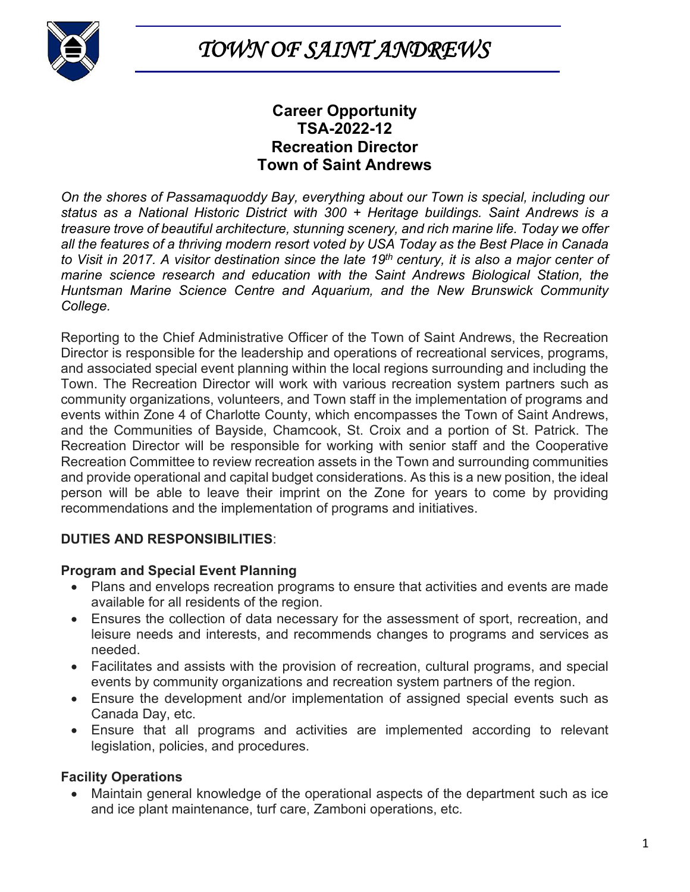# *TOWN OF SAINT ANDREWS*

## Career Opportunity
## TSA-2022-12
## Recreation Director
## Town of Saint Andrews

*On the shores of Passamaquoddy Bay, everything about our Town is special, including our status as a National Historic District with 300 + Heritage buildings. Saint Andrews is a treasure trove of beautiful architecture, stunning scenery, and rich marine life. Today we offer all the features of a thriving modern resort voted by USA Today as the Best Place in Canada to Visit in 2017. A visitor destination since the late 19th century, it is also a major center of marine science research and education with the Saint Andrews Biological Station, the Huntsman Marine Science Centre and Aquarium, and the New Brunswick Community College.*

Reporting to the Chief Administrative Officer of the Town of Saint Andrews, the Recreation Director is responsible for the leadership and operations of recreational services, programs, and associated special event planning within the local regions surrounding and including the Town. The Recreation Director will work with various recreation system partners such as community organizations, volunteers, and Town staff in the implementation of programs and events within Zone 4 of Charlotte County, which encompasses the Town of Saint Andrews, and the Communities of Bayside, Chamcook, St. Croix and a portion of St. Patrick. The Recreation Director will be responsible for working with senior staff and the Cooperative Recreation Committee to review recreation assets in the Town and surrounding communities and provide operational and capital budget considerations. As this is a new position, the ideal person will be able to leave their imprint on the Zone for years to come by providing recommendations and the implementation of programs and initiatives.

**DUTIES AND RESPONSIBILITIES**:

**Program and Special Event Planning**

- Plans and envelops recreation programs to ensure that activities and events are made available for all residents of the region.
- Ensures the collection of data necessary for the assessment of sport, recreation, and leisure needs and interests, and recommends changes to programs and services as needed.
- Facilitates and assists with the provision of recreation, cultural programs, and special events by community organizations and recreation system partners of the region.
- Ensure the development and/or implementation of assigned special events such as Canada Day, etc.
- Ensure that all programs and activities are implemented according to relevant legislation, policies, and procedures.

**Facility Operations**

- Maintain general knowledge of the operational aspects of the department such as ice and ice plant maintenance, turf care, Zamboni operations, etc.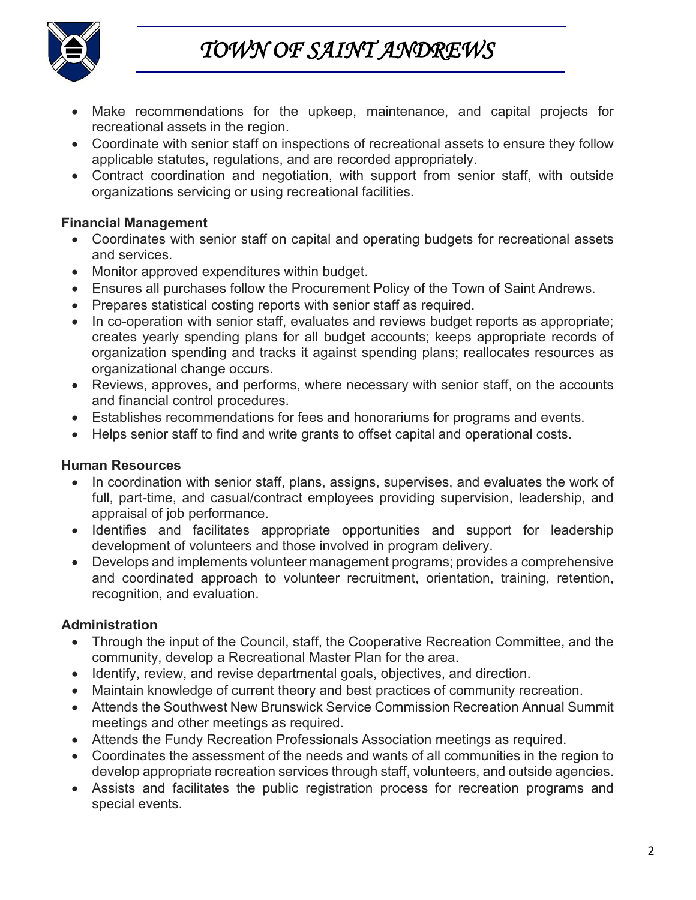- Make recommendations for the upkeep, maintenance, and capital projects for recreational assets in the region.
- Coordinate with senior staff on inspections of recreational assets to ensure they follow applicable statutes, regulations, and are recorded appropriately.
- Contract coordination and negotiation, with support from senior staff, with outside organizations servicing or using recreational facilities.

**Financial Management**

- Coordinates with senior staff on capital and operating budgets for recreational assets and services.
- Monitor approved expenditures within budget.
- Ensures all purchases follow the Procurement Policy of the Town of Saint Andrews.
- Prepares statistical costing reports with senior staff as required.
- In co-operation with senior staff, evaluates and reviews budget reports as appropriate; creates yearly spending plans for all budget accounts; keeps appropriate records of organization spending and tracks it against spending plans; reallocates resources as organizational change occurs.
- Reviews, approves, and performs, where necessary with senior staff, on the accounts and financial control procedures.
- Establishes recommendations for fees and honorariums for programs and events.
- Helps senior staff to find and write grants to offset capital and operational costs.

**Human Resources**

- In coordination with senior staff, plans, assigns, supervises, and evaluates the work of full, part-time, and casual/contract employees providing supervision, leadership, and appraisal of job performance.
- Identifies and facilitates appropriate opportunities and support for leadership development of volunteers and those involved in program delivery.
- Develops and implements volunteer management programs; provides a comprehensive and coordinated approach to volunteer recruitment, orientation, training, retention, recognition, and evaluation.

**Administration**

- Through the input of the Council, staff, the Cooperative Recreation Committee, and the community, develop a Recreational Master Plan for the area.
- Identify, review, and revise departmental goals, objectives, and direction.
- Maintain knowledge of current theory and best practices of community recreation.
- Attends the Southwest New Brunswick Service Commission Recreation Annual Summit meetings and other meetings as required.
- Attends the Fundy Recreation Professionals Association meetings as required.
- Coordinates the assessment of the needs and wants of all communities in the region to develop appropriate recreation services through staff, volunteers, and outside agencies.
- Assists and facilitates the public registration process for recreation programs and special events.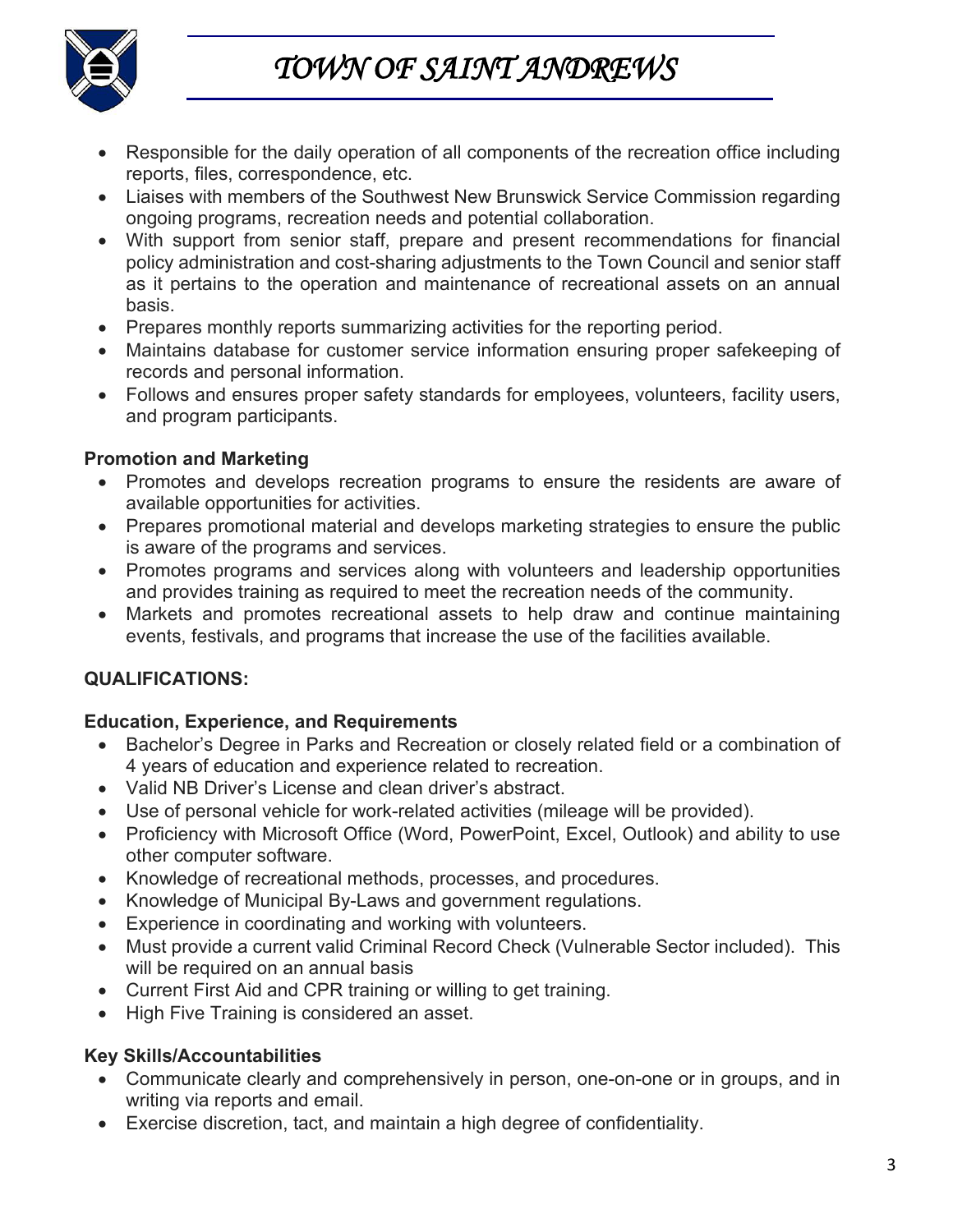- Responsible for the daily operation of all components of the recreation office including reports, files, correspondence, etc.
- Liaises with members of the Southwest New Brunswick Service Commission regarding ongoing programs, recreation needs and potential collaboration.
- With support from senior staff, prepare and present recommendations for financial policy administration and cost-sharing adjustments to the Town Council and senior staff as it pertains to the operation and maintenance of recreational assets on an annual basis.
- Prepares monthly reports summarizing activities for the reporting period.
- Maintains database for customer service information ensuring proper safekeeping of records and personal information.
- Follows and ensures proper safety standards for employees, volunteers, facility users, and program participants.

**Promotion and Marketing**

- Promotes and develops recreation programs to ensure the residents are aware of available opportunities for activities.
- Prepares promotional material and develops marketing strategies to ensure the public is aware of the programs and services.
- Promotes programs and services along with volunteers and leadership opportunities and provides training as required to meet the recreation needs of the community.
- Markets and promotes recreational assets to help draw and continue maintaining events, festivals, and programs that increase the use of the facilities available.

**QUALIFICATIONS:**

**Education, Experience, and Requirements**

- Bachelor's Degree in Parks and Recreation or closely related field or a combination of 4 years of education and experience related to recreation.
- Valid NB Driver's License and clean driver's abstract.
- Use of personal vehicle for work-related activities (mileage will be provided).
- Proficiency with Microsoft Office (Word, PowerPoint, Excel, Outlook) and ability to use other computer software.
- Knowledge of recreational methods, processes, and procedures.
- Knowledge of Municipal By-Laws and government regulations.
- Experience in coordinating and working with volunteers.
- Must provide a current valid Criminal Record Check (Vulnerable Sector included). This will be required on an annual basis
- Current First Aid and CPR training or willing to get training.
- High Five Training is considered an asset.

**Key Skills/Accountabilities**

- Communicate clearly and comprehensively in person, one-on-one or in groups, and in writing via reports and email.
- Exercise discretion, tact, and maintain a high degree of confidentiality.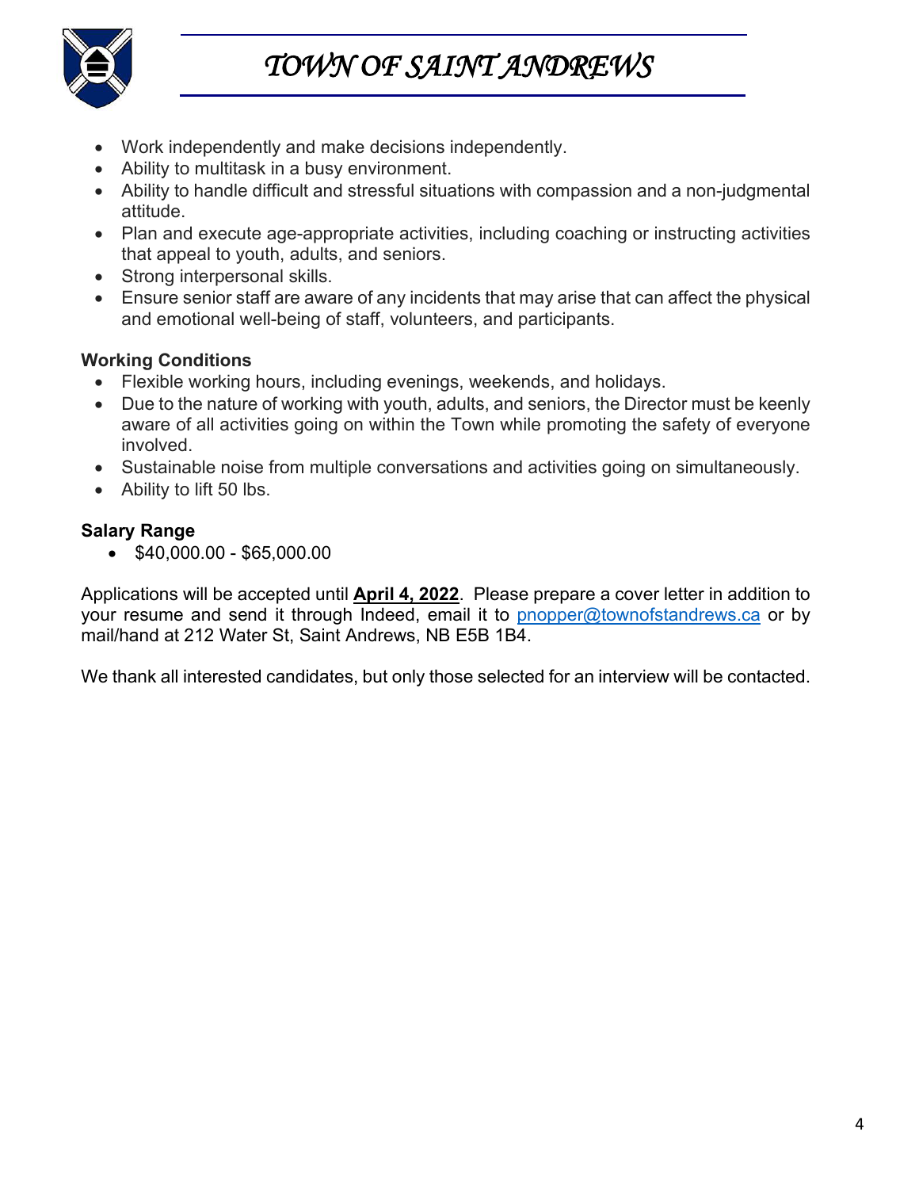- Work independently and make decisions independently.
- Ability to multitask in a busy environment.
- Ability to handle difficult and stressful situations with compassion and a non-judgmental attitude.
- Plan and execute age-appropriate activities, including coaching or instructing activities that appeal to youth, adults, and seniors.
- Strong interpersonal skills.
- Ensure senior staff are aware of any incidents that may arise that can affect the physical and emotional well-being of staff, volunteers, and participants.

**Working Conditions**

- Flexible working hours, including evenings, weekends, and holidays.
- Due to the nature of working with youth, adults, and seniors, the Director must be keenly aware of all activities going on within the Town while promoting the safety of everyone involved.
- Sustainable noise from multiple conversations and activities going on simultaneously.
- Ability to lift 50 lbs.

**Salary Range**

- $40,000.00 - $65,000.00

Applications will be accepted until **April 4, 2022**. Please prepare a cover letter in addition to your resume and send it through Indeed, email it to pnopper@townofstandrews.ca or by mail/hand at 212 Water St, Saint Andrews, NB E5B 1B4.

We thank all interested candidates, but only those selected for an interview will be contacted.